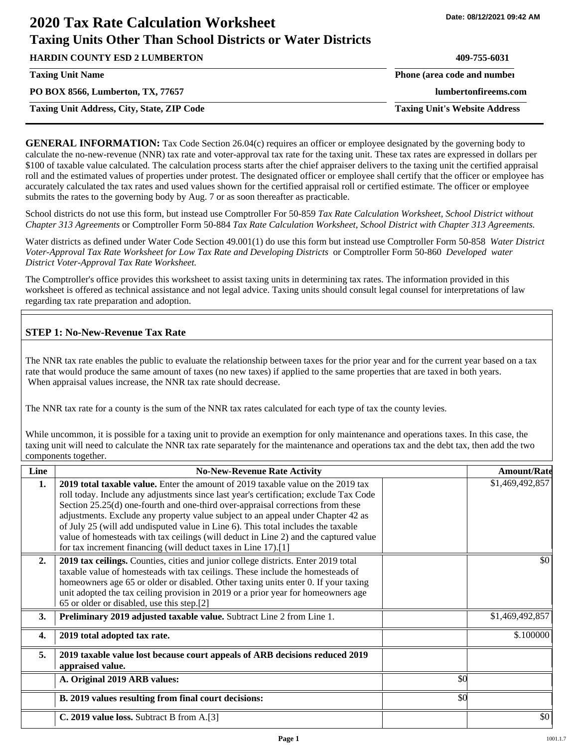# 2020 Tax Rate Calculation Worksheet

Date: 08/12/2021 09:42 AM

## Taxing Units Other Than School Districts or Water Districts

| | |
|---|---|
| **HARDIN COUNTY ESD 2 LUMBERTON** | **409-755-6031** |
| **Taxing Unit Name** | **Phone (area code and number)** |
| **PO BOX 8566, Lumberton, TX, 77657** | **lumbertonfireems.com** |
| **Taxing Unit Address, City, State, ZIP Code** | **Taxing Unit's Website Address** |

**GENERAL INFORMATION:** Tax Code Section 26.04(c) requires an officer or employee designated by the governing body to calculate the no-new-revenue (NNR) tax rate and voter-approval tax rate for the taxing unit. These tax rates are expressed in dollars per $100 of taxable value calculated. The calculation process starts after the chief appraiser delivers to the taxing unit the certified appraisal roll and the estimated values of properties under protest. The designated officer or employee shall certify that the officer or employee has accurately calculated the tax rates and used values shown for the certified appraisal roll or certified estimate. The officer or employee submits the rates to the governing body by Aug. 7 or as soon thereafter as practicable.

School districts do not use this form, but instead use Comptroller For 50-859 *Tax Rate Calculation Worksheet, School District without Chapter 313 Agreements* or Comptroller Form 50-884 *Tax Rate Calculation Worksheet, School District with Chapter 313 Agreements.*

Water districts as defined under Water Code Section 49.001(1) do use this form but instead use Comptroller Form 50-858 *Water District Voter-Approval Tax Rate Worksheet for Low Tax Rate and Developing Districts* or Comptroller Form 50-860 *Developed water District Voter-Approval Tax Rate Worksheet.*

The Comptroller's office provides this worksheet to assist taxing units in determining tax rates. The information provided in this worksheet is offered as technical assistance and not legal advice. Taxing units should consult legal counsel for interpretations of law regarding tax rate preparation and adoption.

### STEP 1: No-New-Revenue Tax Rate

The NNR tax rate enables the public to evaluate the relationship between taxes for the prior year and for the current year based on a tax rate that would produce the same amount of taxes (no new taxes) if applied to the same properties that are taxed in both years. When appraisal values increase, the NNR tax rate should decrease.

The NNR tax rate for a county is the sum of the NNR tax rates calculated for each type of tax the county levies.

While uncommon, it is possible for a taxing unit to provide an exemption for only maintenance and operations taxes. In this case, the taxing unit will need to calculate the NNR tax rate separately for the maintenance and operations tax and the debt tax, then add the two components together.

| Line | No-New-Revenue Rate Activity | | Amount/Rate |
|---|---|---|---|
| **1.** | **2019 total taxable value.** Enter the amount of 2019 taxable value on the 2019 tax roll today. Include any adjustments since last year's certification; exclude Tax Code Section 25.25(d) one-fourth and one-third over-appraisal corrections from these adjustments. Exclude any property value subject to an appeal under Chapter 42 as of July 25 (will add undisputed value in Line 6). This total includes the taxable value of homesteads with tax ceilings (will deduct in Line 2) and the captured value for tax increment financing (will deduct taxes in Line 17).[1] | | $1,469,492,857 |
| **2.** | **2019 tax ceilings.** Counties, cities and junior college districts. Enter 2019 total taxable value of homesteads with tax ceilings. These include the homesteads of homeowners age 65 or older or disabled. Other taxing units enter 0. If your taxing unit adopted the tax ceiling provision in 2019 or a prior year for homeowners age 65 or older or disabled, use this step.[2] | | $0 |
| **3.** | **Preliminary 2019 adjusted taxable value.** Subtract Line 2 from Line 1. | | $1,469,492,857 |
| **4.** | **2019 total adopted tax rate.** | | $.100000 |
| **5.** | **2019 taxable value lost because court appeals of ARB decisions reduced 2019 appraised value.** | | |
| | **A. Original 2019 ARB values:** | $0 | |
| | **B. 2019 values resulting from final court decisions:** | $0 | |
| | **C. 2019 value loss.** Subtract B from A.[3] | | $0 |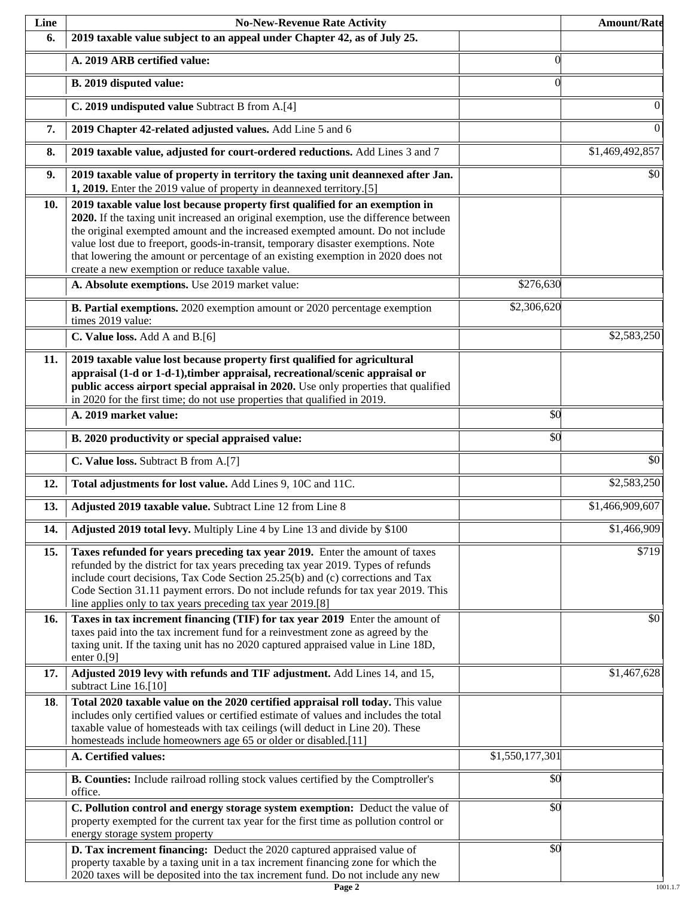| Line | No-New-Revenue Rate Activity | | Amount/Rate |
|---|---|---|---|
| **6.** | **2019 taxable value subject to an appeal under Chapter 42, as of July 25.** | | |
| | **A. 2019 ARB certified value:** | 0 | |
| | **B. 2019 disputed value:** | 0 | |
| | **C. 2019 undisputed value** Subtract B from A.[4] | | 0 |
| **7.** | **2019 Chapter 42-related adjusted values.** Add Line 5 and 6 | | 0 |
| **8.** | **2019 taxable value, adjusted for court-ordered reductions.** Add Lines 3 and 7 | | $1,469,492,857 |
| **9.** | **2019 taxable value of property in territory the taxing unit deannexed after Jan. 1, 2019.** Enter the 2019 value of property in deannexed territory.[5] | | $0 |
| **10.** | **2019 taxable value lost because property first qualified for an exemption in 2020.** If the taxing unit increased an original exemption, use the difference between the original exempted amount and the increased exempted amount. Do not include value lost due to freeport, goods-in-transit, temporary disaster exemptions. Note that lowering the amount or percentage of an existing exemption in 2020 does not create a new exemption or reduce taxable value. | | |
| | **A. Absolute exemptions.** Use 2019 market value: | $276,630 | |
| | **B. Partial exemptions.** 2020 exemption amount or 2020 percentage exemption times 2019 value: | $2,306,620 | |
| | **C. Value loss.** Add A and B.[6] | | $2,583,250 |
| **11.** | **2019 taxable value lost because property first qualified for agricultural appraisal (1-d or 1-d-1),timber appraisal, recreational/scenic appraisal or public access airport special appraisal in 2020.** Use only properties that qualified in 2020 for the first time; do not use properties that qualified in 2019. | | |
| | **A. 2019 market value:** | $0 | |
| | **B. 2020 productivity or special appraised value:** | $0 | |
| | **C. Value loss.** Subtract B from A.[7] | | $0 |
| **12.** | **Total adjustments for lost value.** Add Lines 9, 10C and 11C. | | $2,583,250 |
| **13.** | **Adjusted 2019 taxable value.** Subtract Line 12 from Line 8 | | $1,466,909,607 |
| **14.** | **Adjusted 2019 total levy.** Multiply Line 4 by Line 13 and divide by $100 | | $1,466,909 |
| **15.** | **Taxes refunded for years preceding tax year 2019.** Enter the amount of taxes refunded by the district for tax years preceding tax year 2019. Types of refunds include court decisions, Tax Code Section 25.25(b) and (c) corrections and Tax Code Section 31.11 payment errors. Do not include refunds for tax year 2019. This line applies only to tax years preceding tax year 2019.[8] | | $719 |
| **16.** | **Taxes in tax increment financing (TIF) for tax year 2019** Enter the amount of taxes paid into the tax increment fund for a reinvestment zone as agreed by the taxing unit. If the taxing unit has no 2020 captured appraised value in Line 18D, enter 0.[9] | | $0 |
| **17.** | **Adjusted 2019 levy with refunds and TIF adjustment.** Add Lines 14, and 15, subtract Line 16.[10] | | $1,467,628 |
| **18.** | **Total 2020 taxable value on the 2020 certified appraisal roll today.** This value includes only certified values or certified estimate of values and includes the total taxable value of homesteads with tax ceilings (will deduct in Line 20). These homesteads include homeowners age 65 or older or disabled.[11] | | |
| | **A. Certified values:** | $1,550,177,301 | |
| | **B. Counties:** Include railroad rolling stock values certified by the Comptroller's office. | $0 | |
| | **C. Pollution control and energy storage system exemption:** Deduct the value of property exempted for the current tax year for the first time as pollution control or energy storage system property | $0 | |
| | **D. Tax increment financing:** Deduct the 2020 captured appraised value of property taxable by a taxing unit in a tax increment financing zone for which the 2020 taxes will be deposited into the tax increment fund. Do not include any new | $0 | |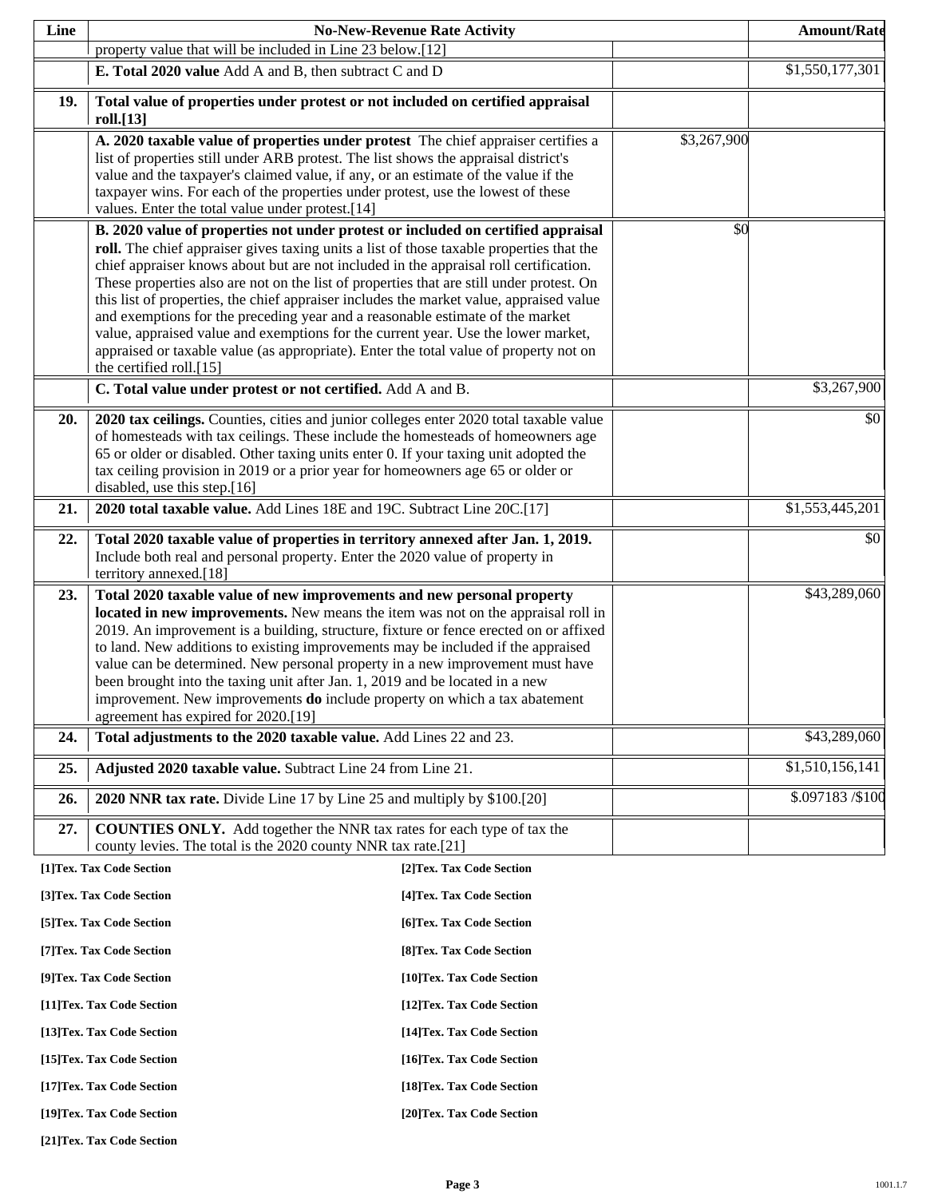| Line | No-New-Revenue Rate Activity | | Amount/Rate |
|---|---|---|---|
| | property value that will be included in Line 23 below.[12] | | |
| | **E. Total 2020 value** Add A and B, then subtract C and D | | $1,550,177,301 |
| **19.** | **Total value of properties under protest or not included on certified appraisal roll.[13]** | | |
| | **A. 2020 taxable value of properties under protest** The chief appraiser certifies a list of properties still under ARB protest. The list shows the appraisal district's value and the taxpayer's claimed value, if any, or an estimate of the value if the taxpayer wins. For each of the properties under protest, use the lowest of these values. Enter the total value under protest.[14] | $3,267,900 | |
| | **B. 2020 value of properties not under protest or included on certified appraisal roll.** The chief appraiser gives taxing units a list of those taxable properties that the chief appraiser knows about but are not included in the appraisal roll certification. These properties also are not on the list of properties that are still under protest. On this list of properties, the chief appraiser includes the market value, appraised value and exemptions for the preceding year and a reasonable estimate of the market value, appraised value and exemptions for the current year. Use the lower market, appraised or taxable value (as appropriate). Enter the total value of property not on the certified roll.[15] | $0 | |
| | **C. Total value under protest or not certified.** Add A and B. | | $3,267,900 |
| **20.** | **2020 tax ceilings.** Counties, cities and junior colleges enter 2020 total taxable value of homesteads with tax ceilings. These include the homesteads of homeowners age 65 or older or disabled. Other taxing units enter 0. If your taxing unit adopted the tax ceiling provision in 2019 or a prior year for homeowners age 65 or older or disabled, use this step.[16] | | $0 |
| **21.** | **2020 total taxable value.** Add Lines 18E and 19C. Subtract Line 20C.[17] | | $1,553,445,201 |
| **22.** | **Total 2020 taxable value of properties in territory annexed after Jan. 1, 2019.** Include both real and personal property. Enter the 2020 value of property in territory annexed.[18] | | $0 |
| **23.** | **Total 2020 taxable value of new improvements and new personal property located in new improvements.** New means the item was not on the appraisal roll in 2019. An improvement is a building, structure, fixture or fence erected on or affixed to land. New additions to existing improvements may be included if the appraised value can be determined. New personal property in a new improvement must have been brought into the taxing unit after Jan. 1, 2019 and be located in a new improvement. New improvements **do** include property on which a tax abatement agreement has expired for 2020.[19] | | $43,289,060 |
| **24.** | **Total adjustments to the 2020 taxable value.** Add Lines 22 and 23. | | $43,289,060 |
| **25.** | **Adjusted 2020 taxable value.** Subtract Line 24 from Line 21. | | $1,510,156,141 |
| **26.** | **2020 NNR tax rate.** Divide Line 17 by Line 25 and multiply by $100.[20] | | $.097183 /$100 |
| **27.** | **COUNTIES ONLY.** Add together the NNR tax rates for each type of tax the county levies. The total is the 2020 county NNR tax rate.[21] | | |

**[1]Tex. Tax Code Section**
**[2]Tex. Tax Code Section**
**[3]Tex. Tax Code Section**
**[4]Tex. Tax Code Section**
**[5]Tex. Tax Code Section**
**[6]Tex. Tax Code Section**
**[7]Tex. Tax Code Section**
**[8]Tex. Tax Code Section**
**[9]Tex. Tax Code Section**
**[10]Tex. Tax Code Section**
**[11]Tex. Tax Code Section**
**[12]Tex. Tax Code Section**
**[13]Tex. Tax Code Section**
**[14]Tex. Tax Code Section**
**[15]Tex. Tax Code Section**
**[16]Tex. Tax Code Section**
**[17]Tex. Tax Code Section**
**[18]Tex. Tax Code Section**
**[19]Tex. Tax Code Section**
**[20]Tex. Tax Code Section**
**[21]Tex. Tax Code Section**

1001.1.7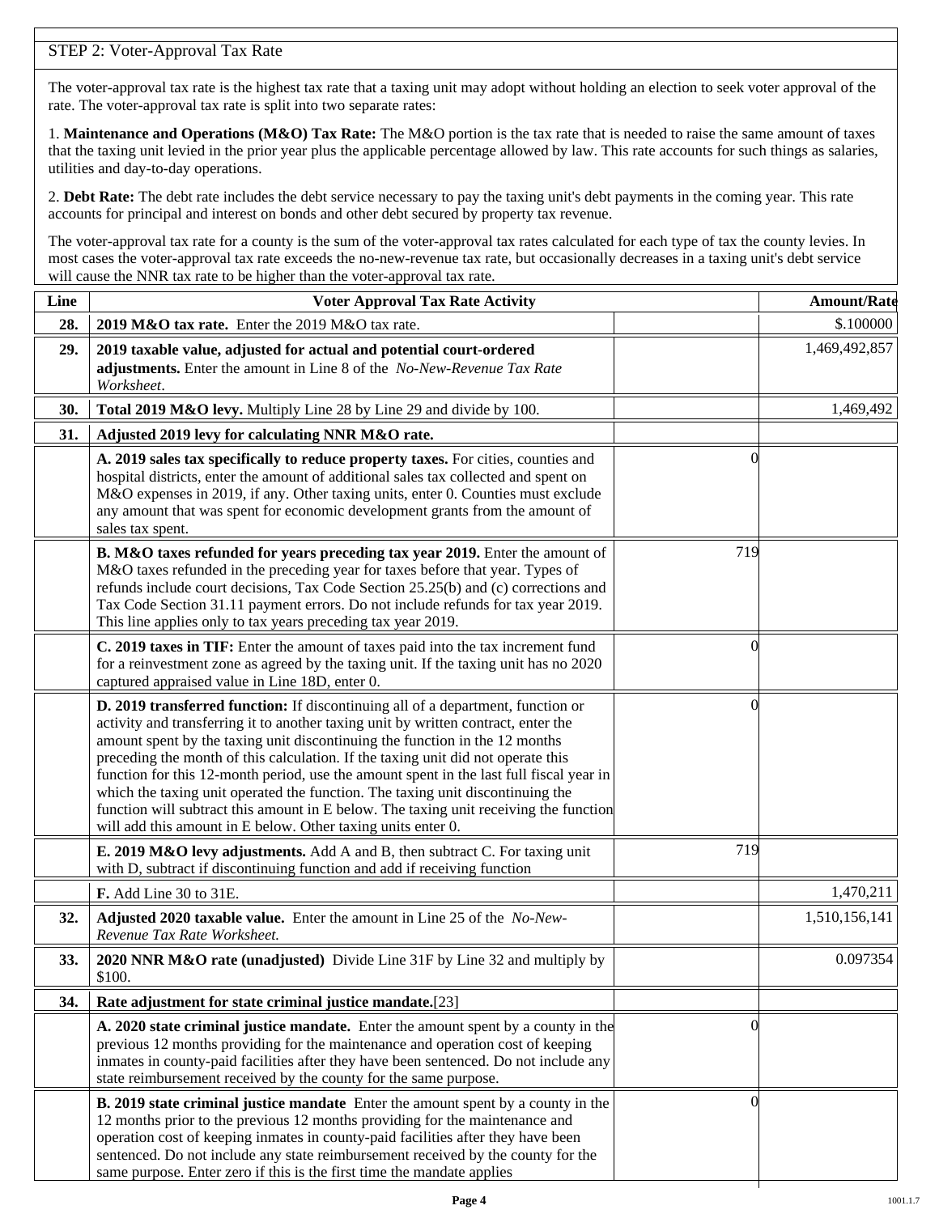## STEP 2: Voter-Approval Tax Rate

The voter-approval tax rate is the highest tax rate that a taxing unit may adopt without holding an election to seek voter approval of the rate. The voter-approval tax rate is split into two separate rates:

1. **Maintenance and Operations (M&O) Tax Rate:** The M&O portion is the tax rate that is needed to raise the same amount of taxes that the taxing unit levied in the prior year plus the applicable percentage allowed by law. This rate accounts for such things as salaries, utilities and day-to-day operations.

2. **Debt Rate:** The debt rate includes the debt service necessary to pay the taxing unit's debt payments in the coming year. This rate accounts for principal and interest on bonds and other debt secured by property tax revenue.

The voter-approval tax rate for a county is the sum of the voter-approval tax rates calculated for each type of tax the county levies. In most cases the voter-approval tax rate exceeds the no-new-revenue tax rate, but occasionally decreases in a taxing unit's debt service will cause the NNR tax rate to be higher than the voter-approval tax rate.

| Line | Voter Approval Tax Rate Activity | | Amount/Rate |
|---|---|---|---|
| 28. | **2019 M&O tax rate.** Enter the 2019 M&O tax rate. | | $.100000 |
| 29. | **2019 taxable value, adjusted for actual and potential court-ordered adjustments.** Enter the amount in Line 8 of the *No-New-Revenue Tax Rate Worksheet*. | | 1,469,492,857 |
| 30. | **Total 2019 M&O levy.** Multiply Line 28 by Line 29 and divide by 100. | | 1,469,492 |
| 31. | **Adjusted 2019 levy for calculating NNR M&O rate.** | | |
| | **A. 2019 sales tax specifically to reduce property taxes.** For cities, counties and hospital districts, enter the amount of additional sales tax collected and spent on M&O expenses in 2019, if any. Other taxing units, enter 0. Counties must exclude any amount that was spent for economic development grants from the amount of sales tax spent. | 0 | |
| | **B. M&O taxes refunded for years preceding tax year 2019.** Enter the amount of M&O taxes refunded in the preceding year for taxes before that year. Types of refunds include court decisions, Tax Code Section 25.25(b) and (c) corrections and Tax Code Section 31.11 payment errors. Do not include refunds for tax year 2019. This line applies only to tax years preceding tax year 2019. | 719 | |
| | **C. 2019 taxes in TIF:** Enter the amount of taxes paid into the tax increment fund for a reinvestment zone as agreed by the taxing unit. If the taxing unit has no 2020 captured appraised value in Line 18D, enter 0. | 0 | |
| | **D. 2019 transferred function:** If discontinuing all of a department, function or activity and transferring it to another taxing unit by written contract, enter the amount spent by the taxing unit discontinuing the function in the 12 months preceding the month of this calculation. If the taxing unit did not operate this function for this 12-month period, use the amount spent in the last full fiscal year in which the taxing unit operated the function. The taxing unit discontinuing the function will subtract this amount in E below. The taxing unit receiving the function will add this amount in E below. Other taxing units enter 0. | 0 | |
| | **E. 2019 M&O levy adjustments.** Add A and B, then subtract C. For taxing unit with D, subtract if discontinuing function and add if receiving function | 719 | |
| | **F.** Add Line 30 to 31E. | | 1,470,211 |
| 32. | **Adjusted 2020 taxable value.** Enter the amount in Line 25 of the *No-New-Revenue Tax Rate Worksheet.* | | 1,510,156,141 |
| 33. | **2020 NNR M&O rate (unadjusted)** Divide Line 31F by Line 32 and multiply by $100. | | 0.097354 |
| 34. | **Rate adjustment for state criminal justice mandate.**[23] | | |
| | **A. 2020 state criminal justice mandate.** Enter the amount spent by a county in the previous 12 months providing for the maintenance and operation cost of keeping inmates in county-paid facilities after they have been sentenced. Do not include any state reimbursement received by the county for the same purpose. | 0 | |
| | **B. 2019 state criminal justice mandate** Enter the amount spent by a county in the 12 months prior to the previous 12 months providing for the maintenance and operation cost of keeping inmates in county-paid facilities after they have been sentenced. Do not include any state reimbursement received by the county for the same purpose. Enter zero if this is the first time the mandate applies | 0 | |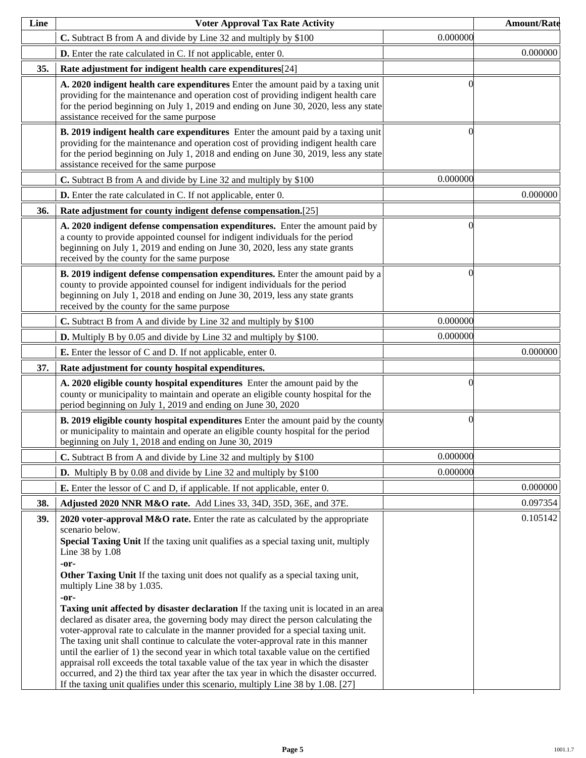| Line | Voter Approval Tax Rate Activity | | Amount/Rate |
|---|---|---|---|
| | **C.** Subtract B from A and divide by Line 32 and multiply by $100 | 0.000000 | |
| | **D.** Enter the rate calculated in C. If not applicable, enter 0. | | 0.000000 |
| **35.** | **Rate adjustment for indigent health care expenditures**[24] | | |
| | **A. 2020 indigent health care expenditures** Enter the amount paid by a taxing unit providing for the maintenance and operation cost of providing indigent health care for the period beginning on July 1, 2019 and ending on June 30, 2020, less any state assistance received for the same purpose | 0 | |
| | **B. 2019 indigent health care expenditures** Enter the amount paid by a taxing unit providing for the maintenance and operation cost of providing indigent health care for the period beginning on July 1, 2018 and ending on June 30, 2019, less any state assistance received for the same purpose | 0 | |
| | **C.** Subtract B from A and divide by Line 32 and multiply by $100 | 0.000000 | |
| | **D.** Enter the rate calculated in C. If not applicable, enter 0. | | 0.000000 |
| **36.** | **Rate adjustment for county indigent defense compensation.**[25] | | |
| | **A. 2020 indigent defense compensation expenditures.** Enter the amount paid by a county to provide appointed counsel for indigent individuals for the period beginning on July 1, 2019 and ending on June 30, 2020, less any state grants received by the county for the same purpose | 0 | |
| | **B. 2019 indigent defense compensation expenditures.** Enter the amount paid by a county to provide appointed counsel for indigent individuals for the period beginning on July 1, 2018 and ending on June 30, 2019, less any state grants received by the county for the same purpose | 0 | |
| | **C.** Subtract B from A and divide by Line 32 and multiply by $100 | 0.000000 | |
| | **D.** Multiply B by 0.05 and divide by Line 32 and multiply by $100. | 0.000000 | |
| | **E.** Enter the lessor of C and D. If not applicable, enter 0. | | 0.000000 |
| **37.** | **Rate adjustment for county hospital expenditures.** | | |
| | **A. 2020 eligible county hospital expenditures** Enter the amount paid by the county or municipality to maintain and operate an eligible county hospital for the period beginning on July 1, 2019 and ending on June 30, 2020 | 0 | |
| | **B. 2019 eligible county hospital expenditures** Enter the amount paid by the county or municipality to maintain and operate an eligible county hospital for the period beginning on July 1, 2018 and ending on June 30, 2019 | 0 | |
| | **C.** Subtract B from A and divide by Line 32 and multiply by $100 | 0.000000 | |
| | **D.** Multiply B by 0.08 and divide by Line 32 and multiply by $100 | 0.000000 | |
| | **E.** Enter the lessor of C and D, if applicable. If not applicable, enter 0. | | 0.000000 |
| **38.** | **Adjusted 2020 NNR M&O rate.** Add Lines 33, 34D, 35D, 36E, and 37E. | | 0.097354 |
| **39.** | **2020 voter-approval M&O rate.** Enter the rate as calculated by the appropriate scenario below.<br>**Special Taxing Unit** If the taxing unit qualifies as a special taxing unit, multiply Line 38 by 1.08<br>**-or-**<br>**Other Taxing Unit** If the taxing unit does not qualify as a special taxing unit, multiply Line 38 by 1.035.<br>**-or-**<br>**Taxing unit affected by disaster declaration** If the taxing unit is located in an area declared as disater area, the governing body may direct the person calculating the voter-approval rate to calculate in the manner provided for a special taxing unit. The taxing unit shall continue to calculate the voter-approval rate in this manner until the earlier of 1) the second year in which total taxable value on the certified appraisal roll exceeds the total taxable value of the tax year in which the disaster occurred, and 2) the third tax year after the tax year in which the disaster occurred. If the taxing unit qualifies under this scenario, multiply Line 38 by 1.08. [27] | | 0.105142 |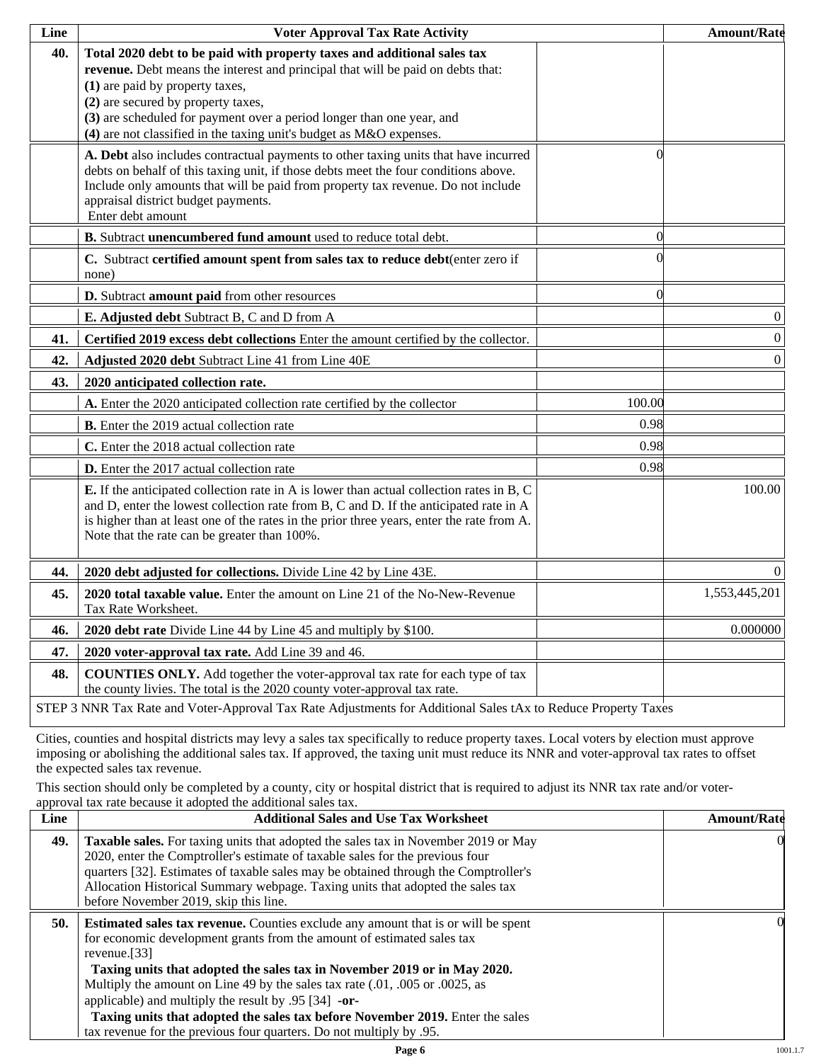| Line | Voter Approval Tax Rate Activity | | Amount/Rate |
|---|---|---|---|
| 40. | **Total 2020 debt to be paid with property taxes and additional sales tax revenue.** Debt means the interest and principal that will be paid on debts that: **(1)** are paid by property taxes, **(2)** are secured by property taxes, **(3)** are scheduled for payment over a period longer than one year, and **(4)** are not classified in the taxing unit's budget as M&O expenses. | | |
| | **A. Debt** also includes contractual payments to other taxing units that have incurred debts on behalf of this taxing unit, if those debts meet the four conditions above. Include only amounts that will be paid from property tax revenue. Do not include appraisal district budget payments. Enter debt amount | 0 | |
| | **B.** Subtract **unencumbered fund amount** used to reduce total debt. | 0 | |
| | **C.** Subtract **certified amount spent from sales tax to reduce debt**(enter zero if none) | 0 | |
| | **D.** Subtract **amount paid** from other resources | 0 | |
| | **E. Adjusted debt** Subtract B, C and D from A | | 0 |
| 41. | **Certified 2019 excess debt collections** Enter the amount certified by the collector. | | 0 |
| 42. | **Adjusted 2020 debt** Subtract Line 41 from Line 40E | | 0 |
| 43. | **2020 anticipated collection rate.** | | |
| | **A.** Enter the 2020 anticipated collection rate certified by the collector | 100.00 | |
| | **B.** Enter the 2019 actual collection rate | 0.98 | |
| | **C.** Enter the 2018 actual collection rate | 0.98 | |
| | **D.** Enter the 2017 actual collection rate | 0.98 | |
| | **E.** If the anticipated collection rate in A is lower than actual collection rates in B, C and D, enter the lowest collection rate from B, C and D. If the anticipated rate in A is higher than at least one of the rates in the prior three years, enter the rate from A. Note that the rate can be greater than 100%. | | 100.00 |
| 44. | **2020 debt adjusted for collections.** Divide Line 42 by Line 43E. | | 0 |
| 45. | **2020 total taxable value.** Enter the amount on Line 21 of the No-New-Revenue Tax Rate Worksheet. | | 1,553,445,201 |
| 46. | **2020 debt rate** Divide Line 44 by Line 45 and multiply by $100. | | 0.000000 |
| 47. | **2020 voter-approval tax rate.** Add Line 39 and 46. | | |
| 48. | **COUNTIES ONLY.** Add together the voter-approval tax rate for each type of tax the county livies. The total is the 2020 county voter-approval tax rate. | | |

STEP 3 NNR Tax Rate and Voter-Approval Tax Rate Adjustments for Additional Sales tAx to Reduce Property Taxes

Cities, counties and hospital districts may levy a sales tax specifically to reduce property taxes. Local voters by election must approve imposing or abolishing the additional sales tax. If approved, the taxing unit must reduce its NNR and voter-approval tax rates to offset the expected sales tax revenue.

This section should only be completed by a county, city or hospital district that is required to adjust its NNR tax rate and/or voter-approval tax rate because it adopted the additional sales tax.

| Line | Additional Sales and Use Tax Worksheet | Amount/Rate |
|---|---|---|
| 49. | **Taxable sales.** For taxing units that adopted the sales tax in November 2019 or May 2020, enter the Comptroller's estimate of taxable sales for the previous four quarters [32]. Estimates of taxable sales may be obtained through the Comptroller's Allocation Historical Summary webpage. Taxing units that adopted the sales tax before November 2019, skip this line. | 0 |
| 50. | **Estimated sales tax revenue.** Counties exclude any amount that is or will be spent for economic development grants from the amount of estimated sales tax revenue.[33] **Taxing units that adopted the sales tax in November 2019 or in May 2020.** Multiply the amount on Line 49 by the sales tax rate (.01, .005 or .0025, as applicable) and multiply the result by .95 [34] **-or-** **Taxing units that adopted the sales tax before November 2019.** Enter the sales tax revenue for the previous four quarters. Do not multiply by .95. | 0 |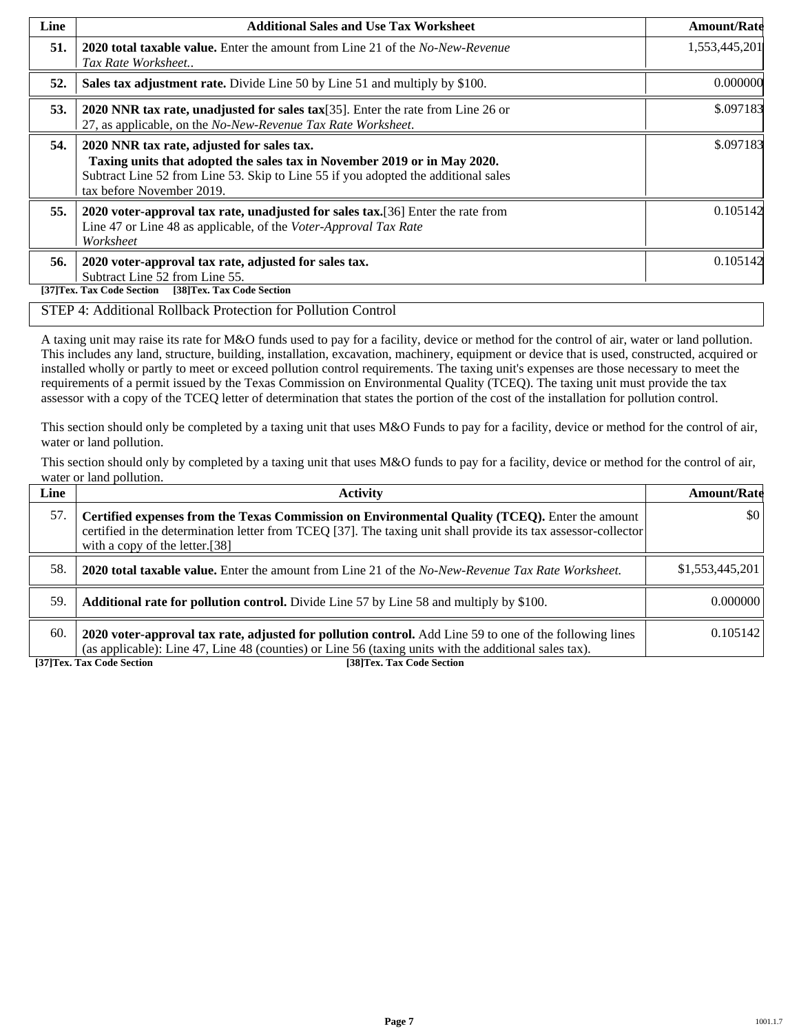| Line | Additional Sales and Use Tax Worksheet | Amount/Rate |
|---|---|---|
| **51.** | **2020 total taxable value.** Enter the amount from Line 21 of the *No-New-Revenue Tax Rate Worksheet..* | 1,553,445,201 |
| **52.** | **Sales tax adjustment rate.** Divide Line 50 by Line 51 and multiply by $100. | 0.000000 |
| **53.** | **2020 NNR tax rate, unadjusted for sales tax**[35]. Enter the rate from Line 26 or 27, as applicable, on the *No-New-Revenue Tax Rate Worksheet*. | $.097183 |
| **54.** | **2020 NNR tax rate, adjusted for sales tax.** **Taxing units that adopted the sales tax in November 2019 or in May 2020.** Subtract Line 52 from Line 53. Skip to Line 55 if you adopted the additional sales tax before November 2019. | $.097183 |
| **55.** | **2020 voter-approval tax rate, unadjusted for sales tax.**[36] Enter the rate from Line 47 or Line 48 as applicable, of the *Voter-Approval Tax Rate Worksheet* | 0.105142 |
| **56.** | **2020 voter-approval tax rate, adjusted for sales tax.** Subtract Line 52 from Line 55. | 0.105142 |

**[37]Tex. Tax Code Section [38]Tex. Tax Code Section**

STEP 4: Additional Rollback Protection for Pollution Control

A taxing unit may raise its rate for M&O funds used to pay for a facility, device or method for the control of air, water or land pollution. This includes any land, structure, building, installation, excavation, machinery, equipment or device that is used, constructed, acquired or installed wholly or partly to meet or exceed pollution control requirements. The taxing unit's expenses are those necessary to meet the requirements of a permit issued by the Texas Commission on Environmental Quality (TCEQ). The taxing unit must provide the tax assessor with a copy of the TCEQ letter of determination that states the portion of the cost of the installation for pollution control.

This section should only be completed by a taxing unit that uses M&O Funds to pay for a facility, device or method for the control of air, water or land pollution.

This section should only by completed by a taxing unit that uses M&O funds to pay for a facility, device or method for the control of air, water or land pollution.

| Line | Activity | Amount/Rate |
|---|---|---|
| 57. | **Certified expenses from the Texas Commission on Environmental Quality (TCEQ).** Enter the amount certified in the determination letter from TCEQ [37]. The taxing unit shall provide its tax assessor-collector with a copy of the letter.[38] | $0 |
| 58. | **2020 total taxable value.** Enter the amount from Line 21 of the *No-New-Revenue Tax Rate Worksheet.* | $1,553,445,201 |
| 59. | **Additional rate for pollution control.** Divide Line 57 by Line 58 and multiply by $100. | 0.000000 |
| 60. | **2020 voter-approval tax rate, adjusted for pollution control.** Add Line 59 to one of the following lines (as applicable): Line 47, Line 48 (counties) or Line 56 (taxing units with the additional sales tax). | 0.105142 |

**[37]Tex. Tax Code Section [38]Tex. Tax Code Section**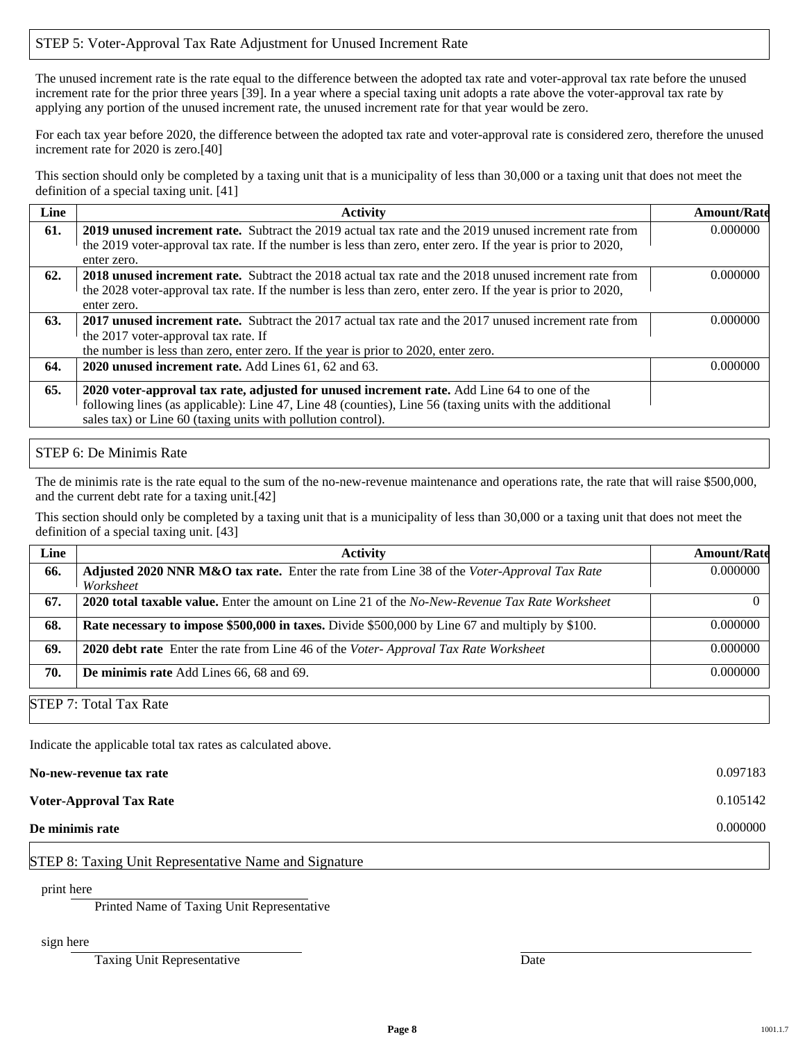## STEP 5: Voter-Approval Tax Rate Adjustment for Unused Increment Rate

The unused increment rate is the rate equal to the difference between the adopted tax rate and voter-approval tax rate before the unused increment rate for the prior three years [39]. In a year where a special taxing unit adopts a rate above the voter-approval tax rate by applying any portion of the unused increment rate, the unused increment rate for that year would be zero.

For each tax year before 2020, the difference between the adopted tax rate and voter-approval rate is considered zero, therefore the unused increment rate for 2020 is zero.[40]

This section should only be completed by a taxing unit that is a municipality of less than 30,000 or a taxing unit that does not meet the definition of a special taxing unit. [41]

| Line | Activity | Amount/Rate |
|---|---|---|
| 61. | **2019 unused increment rate.** Subtract the 2019 actual tax rate and the 2019 unused increment rate from the 2019 voter-approval tax rate. If the number is less than zero, enter zero. If the year is prior to 2020, enter zero. | 0.000000 |
| 62. | **2018 unused increment rate.** Subtract the 2018 actual tax rate and the 2018 unused increment rate from the 2028 voter-approval tax rate. If the number is less than zero, enter zero. If the year is prior to 2020, enter zero. | 0.000000 |
| 63. | **2017 unused increment rate.** Subtract the 2017 actual tax rate and the 2017 unused increment rate from the 2017 voter-approval tax rate. If the number is less than zero, enter zero. If the year is prior to 2020, enter zero. | 0.000000 |
| 64. | **2020 unused increment rate.** Add Lines 61, 62 and 63. | 0.000000 |
| 65. | **2020 voter-approval tax rate, adjusted for unused increment rate.** Add Line 64 to one of the following lines (as applicable): Line 47, Line 48 (counties), Line 56 (taxing units with the additional sales tax) or Line 60 (taxing units with pollution control). | |

## STEP 6: De Minimis Rate

The de minimis rate is the rate equal to the sum of the no-new-revenue maintenance and operations rate, the rate that will raise $500,000, and the current debt rate for a taxing unit.[42]

This section should only be completed by a taxing unit that is a municipality of less than 30,000 or a taxing unit that does not meet the definition of a special taxing unit. [43]

| Line | Activity | Amount/Rate |
|---|---|---|
| 66. | **Adjusted 2020 NNR M&O tax rate.** Enter the rate from Line 38 of the *Voter-Approval Tax Rate Worksheet* | 0.000000 |
| 67. | **2020 total taxable value.** Enter the amount on Line 21 of the *No-New-Revenue Tax Rate Worksheet* | 0 |
| 68. | **Rate necessary to impose $500,000 in taxes.** Divide $500,000 by Line 67 and multiply by $100. | 0.000000 |
| 69. | **2020 debt rate** Enter the rate from Line 46 of the *Voter- Approval Tax Rate Worksheet* | 0.000000 |
| 70. | **De minimis rate** Add Lines 66, 68 and 69. | 0.000000 |

## STEP 7: Total Tax Rate

Indicate the applicable total tax rates as calculated above.

| | |
|---|---|
| **No-new-revenue tax rate** | 0.097183 |
| **Voter-Approval Tax Rate** | 0.105142 |
| **De minimis rate** | 0.000000 |

## STEP 8: Taxing Unit Representative Name and Signature

print here ______________________________
Printed Name of Taxing Unit Representative

sign here ______________________________
Taxing Unit Representative

______________________________
Date